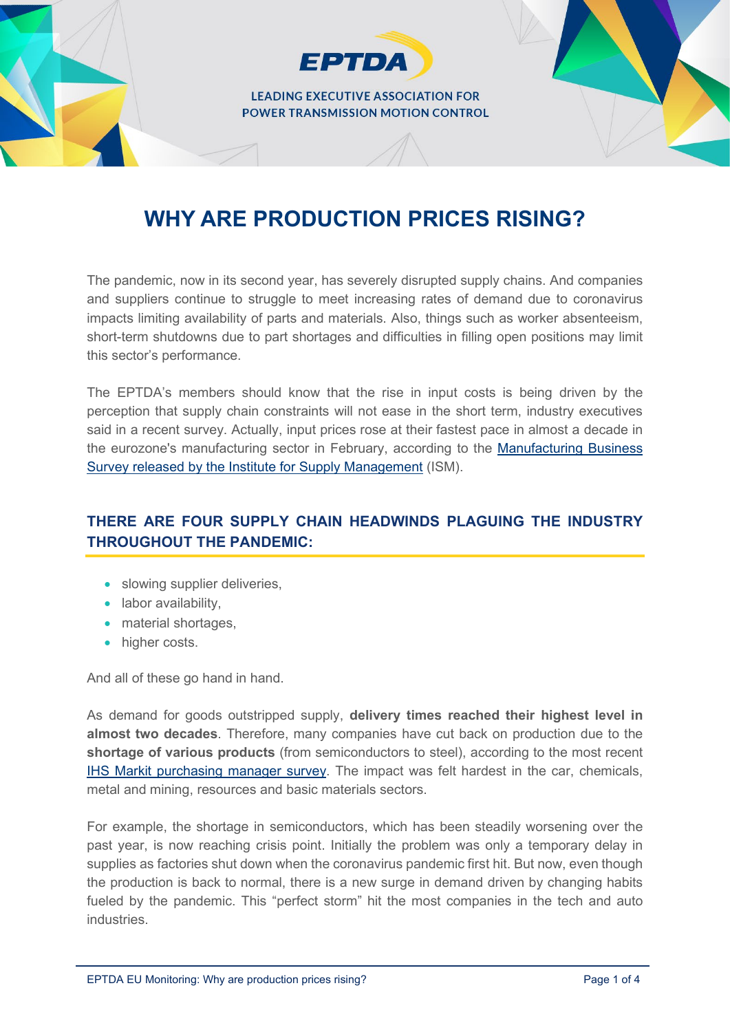EPTDA

LEADING EXECUTIVE ASSOCIATION FOR POWER TRANSMISSION MOTION CONTROL

# WHY ARE PRODUCTION PRICES RISING?

The pandemic, now in its second year, has severely disrupted supply chains. And companies and suppliers continue to struggle to meet increasing rates of demand due to coronavirus impacts limiting availability of parts and materials. Also, things such as worker absenteeism, short-term shutdowns due to part shortages and difficulties in filling open positions may limit this sector's performance.

The EPTDA's members should know that the rise in input costs is being driven by the perception that supply chain constraints will not ease in the short term, industry executives said in a recent survey. Actually, input prices rose at their fastest pace in almost a decade in the eurozone's manufacturing sector in February, according to the [Manufacturing Business Survey released by the Institute for Supply Management]() (ISM).

## THERE ARE FOUR SUPPLY CHAIN HEADWINDS PLAGUING THE INDUSTRY THROUGHOUT THE PANDEMIC:

- slowing supplier deliveries,
- labor availability,
- material shortages,
- higher costs.

And all of these go hand in hand.

As demand for goods outstripped supply, **delivery times reached their highest level in almost two decades**. Therefore, many companies have cut back on production due to the **shortage of various products** (from semiconductors to steel), according to the most recent [IHS Markit purchasing manager survey](). The impact was felt hardest in the car, chemicals, metal and mining, resources and basic materials sectors.

For example, the shortage in semiconductors, which has been steadily worsening over the past year, is now reaching crisis point. Initially the problem was only a temporary delay in supplies as factories shut down when the coronavirus pandemic first hit. But now, even though the production is back to normal, there is a new surge in demand driven by changing habits fueled by the pandemic. This "perfect storm" hit the most companies in the tech and auto industries.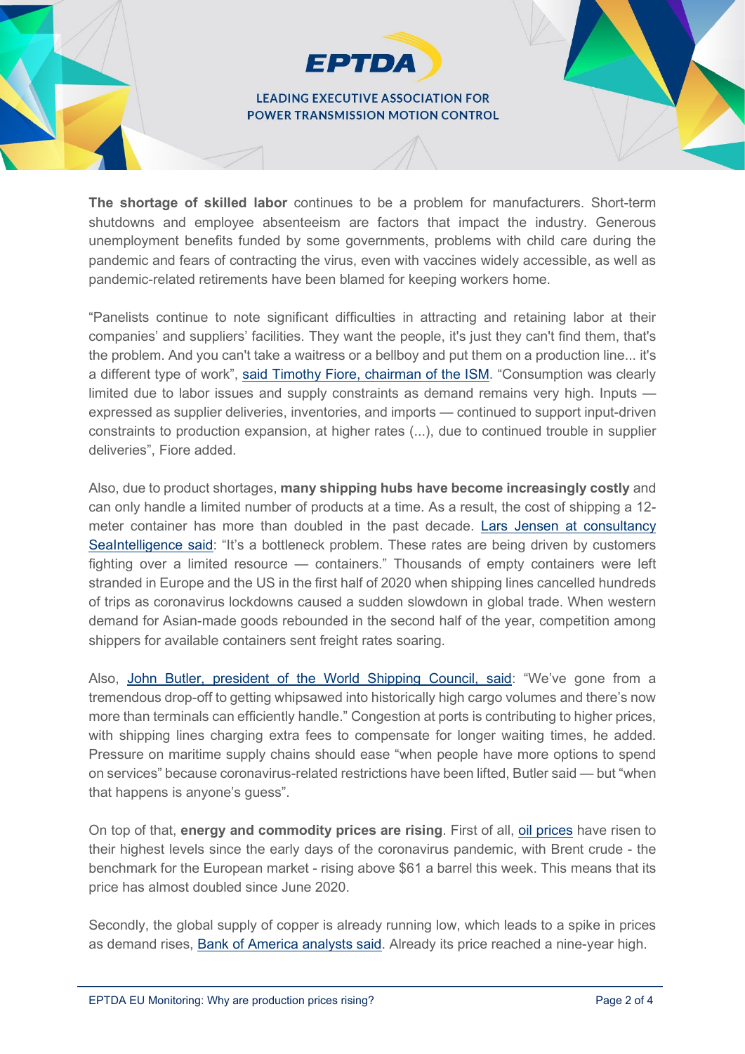**The shortage of skilled labor** continues to be a problem for manufacturers. Short-term shutdowns and employee absenteeism are factors that impact the industry. Generous unemployment benefits funded by some governments, problems with child care during the pandemic and fears of contracting the virus, even with vaccines widely accessible, as well as pandemic-related retirements have been blamed for keeping workers home.

"Panelists continue to note significant difficulties in attracting and retaining labor at their companies' and suppliers' facilities. They want the people, it's just they can't find them, that's the problem. And you can't take a waitress or a bellboy and put them on a production line... it's a different type of work", said Timothy Fiore, chairman of the ISM. "Consumption was clearly limited due to labor issues and supply constraints as demand remains very high. Inputs — expressed as supplier deliveries, inventories, and imports — continued to support input-driven constraints to production expansion, at higher rates (...), due to continued trouble in supplier deliveries", Fiore added.

Also, due to product shortages, **many shipping hubs have become increasingly costly** and can only handle a limited number of products at a time. As a result, the cost of shipping a 12-meter container has more than doubled in the past decade. Lars Jensen at consultancy SeaIntelligence said: "It's a bottleneck problem. These rates are being driven by customers fighting over a limited resource — containers." Thousands of empty containers were left stranded in Europe and the US in the first half of 2020 when shipping lines cancelled hundreds of trips as coronavirus lockdowns caused a sudden slowdown in global trade. When western demand for Asian-made goods rebounded in the second half of the year, competition among shippers for available containers sent freight rates soaring.

Also, John Butler, president of the World Shipping Council, said: "We've gone from a tremendous drop-off to getting whipsawed into historically high cargo volumes and there's now more than terminals can efficiently handle." Congestion at ports is contributing to higher prices, with shipping lines charging extra fees to compensate for longer waiting times, he added. Pressure on maritime supply chains should ease "when people have more options to spend on services" because coronavirus-related restrictions have been lifted, Butler said — but "when that happens is anyone's guess".

On top of that, **energy and commodity prices are rising**. First of all, oil prices have risen to their highest levels since the early days of the coronavirus pandemic, with Brent crude - the benchmark for the European market - rising above $61 a barrel this week. This means that its price has almost doubled since June 2020.

Secondly, the global supply of copper is already running low, which leads to a spike in prices as demand rises, Bank of America analysts said. Already its price reached a nine-year high.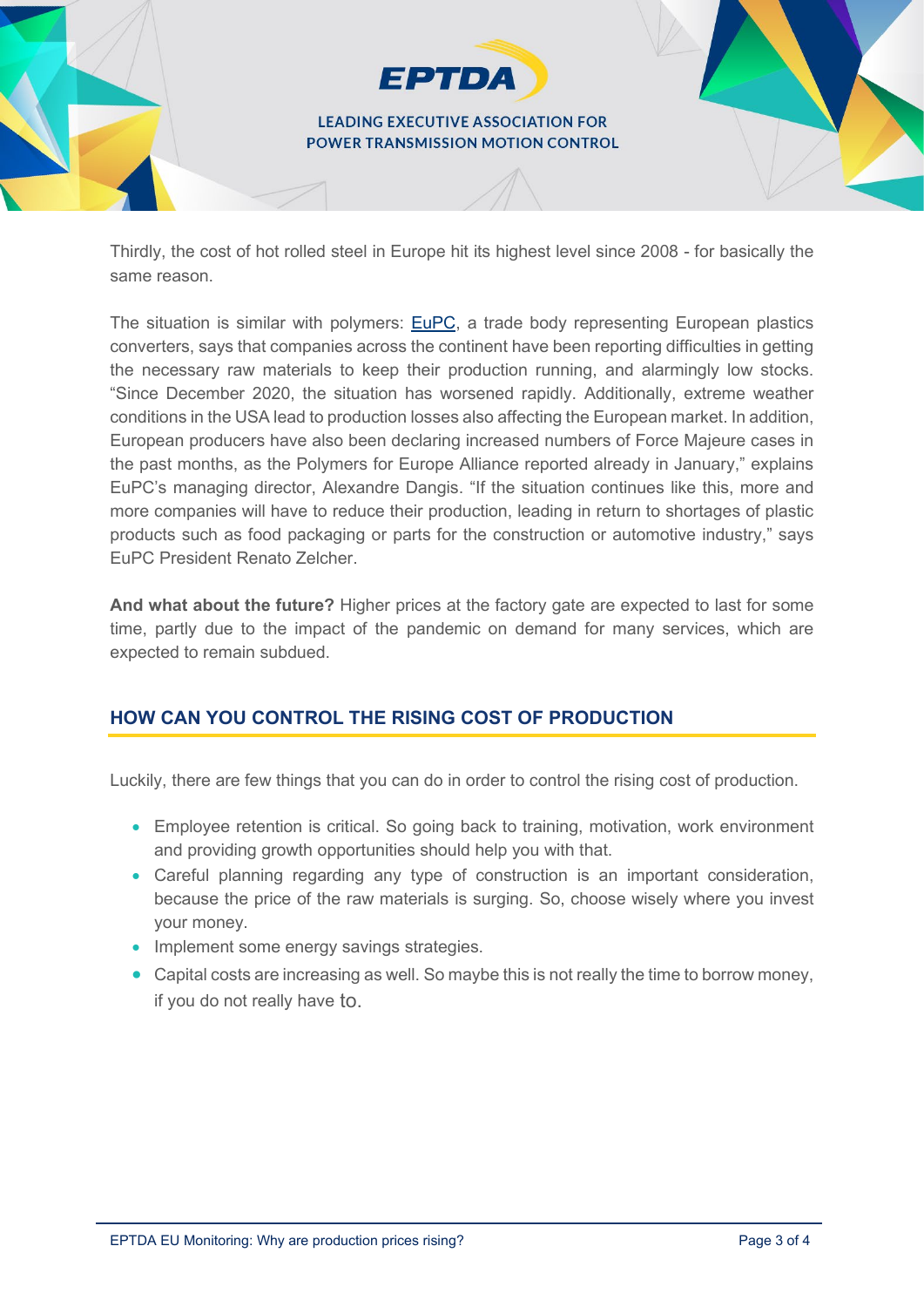Thirdly, the cost of hot rolled steel in Europe hit its highest level since 2008 - for basically the same reason.

The situation is similar with polymers: [EuPC](#), a trade body representing European plastics converters, says that companies across the continent have been reporting difficulties in getting the necessary raw materials to keep their production running, and alarmingly low stocks. "Since December 2020, the situation has worsened rapidly. Additionally, extreme weather conditions in the USA lead to production losses also affecting the European market. In addition, European producers have also been declaring increased numbers of Force Majeure cases in the past months, as the Polymers for Europe Alliance reported already in January," explains EuPC's managing director, Alexandre Dangis. "If the situation continues like this, more and more companies will have to reduce their production, leading in return to shortages of plastic products such as food packaging or parts for the construction or automotive industry," says EuPC President Renato Zelcher.

**And what about the future?** Higher prices at the factory gate are expected to last for some time, partly due to the impact of the pandemic on demand for many services, which are expected to remain subdued.

## HOW CAN YOU CONTROL THE RISING COST OF PRODUCTION

Luckily, there are few things that you can do in order to control the rising cost of production.

- Employee retention is critical. So going back to training, motivation, work environment and providing growth opportunities should help you with that.
- Careful planning regarding any type of construction is an important consideration, because the price of the raw materials is surging. So, choose wisely where you invest your money.
- Implement some energy savings strategies.
- Capital costs are increasing as well. So maybe this is not really the time to borrow money, if you do not really have to.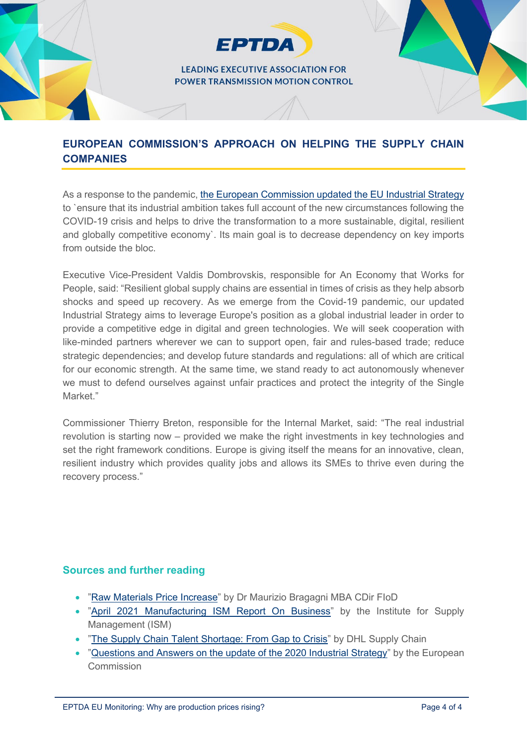## EUROPEAN COMMISSION'S APPROACH ON HELPING THE SUPPLY CHAIN COMPANIES

As a response to the pandemic, the European Commission updated the EU Industrial Strategy to `ensure that its industrial ambition takes full account of the new circumstances following the COVID-19 crisis and helps to drive the transformation to a more sustainable, digital, resilient and globally competitive economy`. Its main goal is to decrease dependency on key imports from outside the bloc.

Executive Vice-President Valdis Dombrovskis, responsible for An Economy that Works for People, said: "Resilient global supply chains are essential in times of crisis as they help absorb shocks and speed up recovery. As we emerge from the Covid-19 pandemic, our updated Industrial Strategy aims to leverage Europe's position as a global industrial leader in order to provide a competitive edge in digital and green technologies. We will seek cooperation with like-minded partners wherever we can to support open, fair and rules-based trade; reduce strategic dependencies; and develop future standards and regulations: all of which are critical for our economic strength. At the same time, we stand ready to act autonomously whenever we must to defend ourselves against unfair practices and protect the integrity of the Single Market."

Commissioner Thierry Breton, responsible for the Internal Market, said: "The real industrial revolution is starting now – provided we make the right investments in key technologies and set the right framework conditions. Europe is giving itself the means for an innovative, clean, resilient industry which provides quality jobs and allows its SMEs to thrive even during the recovery process."

### Sources and further reading

- "Raw Materials Price Increase" by Dr Maurizio Bragagni MBA CDir FIoD
- "April 2021 Manufacturing ISM Report On Business" by the Institute for Supply Management (ISM)
- "The Supply Chain Talent Shortage: From Gap to Crisis" by DHL Supply Chain
- "Questions and Answers on the update of the 2020 Industrial Strategy" by the European Commission